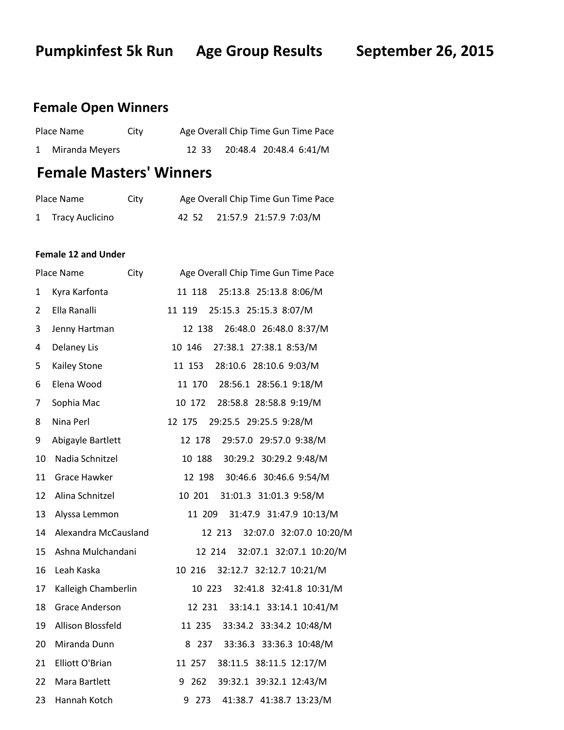# Pumpkinfest 5k Run Age Group Results September 26, 2015

## Female Open Winners

| Place | Name | City | Age | Overall | Chip Time | Gun Time | Pace |
|---|---|---|---|---|---|---|---|
| 1 | Miranda Meyers | | 12 | 33 | 20:48.4 | 20:48.4 | 6:41/M |

## Female Masters' Winners

| Place | Name | City | Age | Overall | Chip Time | Gun Time | Pace |
|---|---|---|---|---|---|---|---|
| 1 | Tracy Auclicino | | 42 | 52 | 21:57.9 | 21:57.9 | 7:03/M |

**Female 12 and Under**

| Place | Name | City | Age | Overall | Chip Time | Gun Time | Pace |
|---|---|---|---|---|---|---|---|
| 1 | Kyra Karfonta | | 11 | 118 | 25:13.8 | 25:13.8 | 8:06/M |
| 2 | Ella Ranalli | | 11 | 119 | 25:15.3 | 25:15.3 | 8:07/M |
| 3 | Jenny Hartman | | 12 | 138 | 26:48.0 | 26:48.0 | 8:37/M |
| 4 | Delaney Lis | | 10 | 146 | 27:38.1 | 27:38.1 | 8:53/M |
| 5 | Kailey Stone | | 11 | 153 | 28:10.6 | 28:10.6 | 9:03/M |
| 6 | Elena Wood | | 11 | 170 | 28:56.1 | 28:56.1 | 9:18/M |
| 7 | Sophia Mac | | 10 | 172 | 28:58.8 | 28:58.8 | 9:19/M |
| 8 | Nina Perl | | 12 | 175 | 29:25.5 | 29:25.5 | 9:28/M |
| 9 | Abigayle Bartlett | | 12 | 178 | 29:57.0 | 29:57.0 | 9:38/M |
| 10 | Nadia Schnitzel | | 10 | 188 | 30:29.2 | 30:29.2 | 9:48/M |
| 11 | Grace Hawker | | 12 | 198 | 30:46.6 | 30:46.6 | 9:54/M |
| 12 | Alina Schnitzel | | 10 | 201 | 31:01.3 | 31:01.3 | 9:58/M |
| 13 | Alyssa Lemmon | | 11 | 209 | 31:47.9 | 31:47.9 | 10:13/M |
| 14 | Alexandra McCausland | | 12 | 213 | 32:07.0 | 32:07.0 | 10:20/M |
| 15 | Ashna Mulchandani | | 12 | 214 | 32:07.1 | 32:07.1 | 10:20/M |
| 16 | Leah Kaska | | 10 | 216 | 32:12.7 | 32:12.7 | 10:21/M |
| 17 | Kalleigh Chamberlin | | 10 | 223 | 32:41.8 | 32:41.8 | 10:31/M |
| 18 | Grace Anderson | | 12 | 231 | 33:14.1 | 33:14.1 | 10:41/M |
| 19 | Allison Blossfeld | | 11 | 235 | 33:34.2 | 33:34.2 | 10:48/M |
| 20 | Miranda Dunn | | 8 | 237 | 33:36.3 | 33:36.3 | 10:48/M |
| 21 | Elliott O'Brian | | 11 | 257 | 38:11.5 | 38:11.5 | 12:17/M |
| 22 | Mara Bartlett | | 9 | 262 | 39:32.1 | 39:32.1 | 12:43/M |
| 23 | Hannah Kotch | | 9 | 273 | 41:38.7 | 41:38.7 | 13:23/M |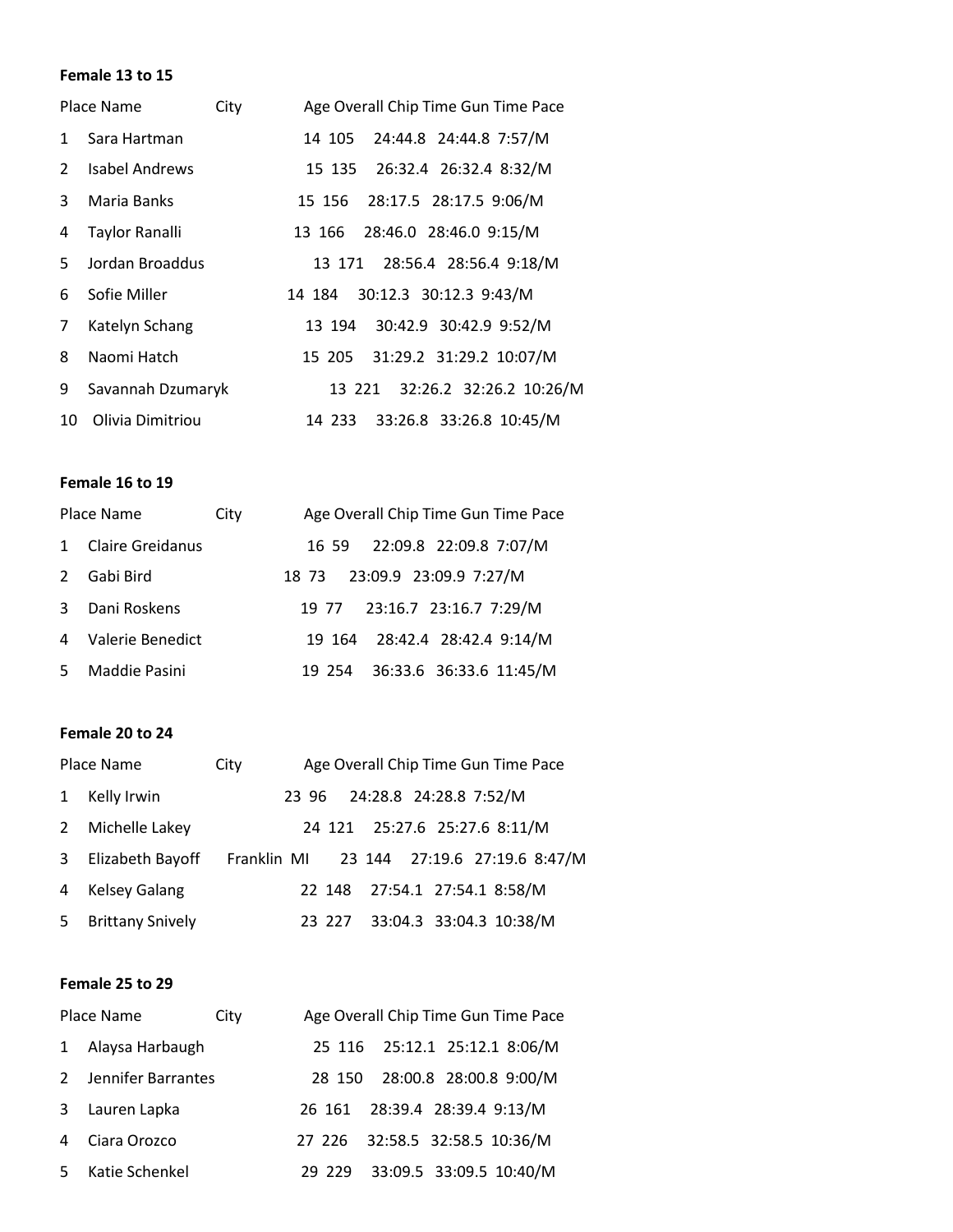**Female 13 to 15**

| Place | Name | City | Age | Overall | Chip Time | Gun Time | Pace |
|---|---|---|---|---|---|---|---|
| 1 | Sara Hartman | | 14 | 105 | 24:44.8 | 24:44.8 | 7:57/M |
| 2 | Isabel Andrews | | 15 | 135 | 26:32.4 | 26:32.4 | 8:32/M |
| 3 | Maria Banks | | 15 | 156 | 28:17.5 | 28:17.5 | 9:06/M |
| 4 | Taylor Ranalli | | 13 | 166 | 28:46.0 | 28:46.0 | 9:15/M |
| 5 | Jordan Broaddus | | 13 | 171 | 28:56.4 | 28:56.4 | 9:18/M |
| 6 | Sofie Miller | | 14 | 184 | 30:12.3 | 30:12.3 | 9:43/M |
| 7 | Katelyn Schang | | 13 | 194 | 30:42.9 | 30:42.9 | 9:52/M |
| 8 | Naomi Hatch | | 15 | 205 | 31:29.2 | 31:29.2 | 10:07/M |
| 9 | Savannah Dzumaryk | | 13 | 221 | 32:26.2 | 32:26.2 | 10:26/M |
| 10 | Olivia Dimitriou | | 14 | 233 | 33:26.8 | 33:26.8 | 10:45/M |

**Female 16 to 19**

| Place | Name | City | Age | Overall | Chip Time | Gun Time | Pace |
|---|---|---|---|---|---|---|---|
| 1 | Claire Greidanus | | 16 | 59 | 22:09.8 | 22:09.8 | 7:07/M |
| 2 | Gabi Bird | | 18 | 73 | 23:09.9 | 23:09.9 | 7:27/M |
| 3 | Dani Roskens | | 19 | 77 | 23:16.7 | 23:16.7 | 7:29/M |
| 4 | Valerie Benedict | | 19 | 164 | 28:42.4 | 28:42.4 | 9:14/M |
| 5 | Maddie Pasini | | 19 | 254 | 36:33.6 | 36:33.6 | 11:45/M |

**Female 20 to 24**

| Place | Name | City | Age | Overall | Chip Time | Gun Time | Pace |
|---|---|---|---|---|---|---|---|
| 1 | Kelly Irwin | | 23 | 96 | 24:28.8 | 24:28.8 | 7:52/M |
| 2 | Michelle Lakey | | 24 | 121 | 25:27.6 | 25:27.6 | 8:11/M |
| 3 | Elizabeth Bayoff | Franklin MI | 23 | 144 | 27:19.6 | 27:19.6 | 8:47/M |
| 4 | Kelsey Galang | | 22 | 148 | 27:54.1 | 27:54.1 | 8:58/M |
| 5 | Brittany Snively | | 23 | 227 | 33:04.3 | 33:04.3 | 10:38/M |

**Female 25 to 29**

| Place | Name | City | Age | Overall | Chip Time | Gun Time | Pace |
|---|---|---|---|---|---|---|---|
| 1 | Alaysa Harbaugh | | 25 | 116 | 25:12.1 | 25:12.1 | 8:06/M |
| 2 | Jennifer Barrantes | | 28 | 150 | 28:00.8 | 28:00.8 | 9:00/M |
| 3 | Lauren Lapka | | 26 | 161 | 28:39.4 | 28:39.4 | 9:13/M |
| 4 | Ciara Orozco | | 27 | 226 | 32:58.5 | 32:58.5 | 10:36/M |
| 5 | Katie Schenkel | | 29 | 229 | 33:09.5 | 33:09.5 | 10:40/M |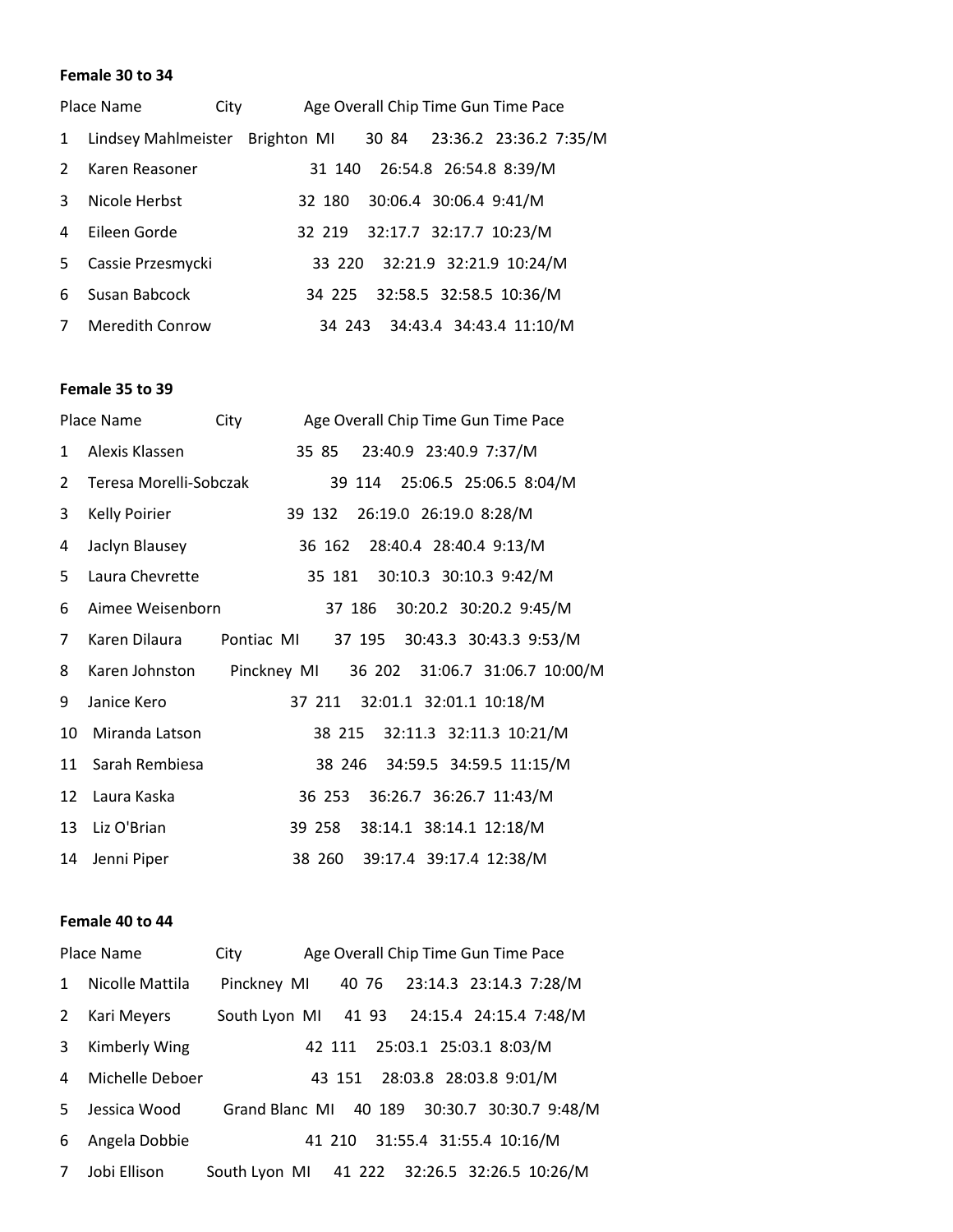**Female 30 to 34**

| Place | Name | City | Age | Overall | Chip Time | Gun Time | Pace |
|---|---|---|---|---|---|---|---|
| 1 | Lindsey Mahlmeister | Brighton MI | 30 | 84 | 23:36.2 | 23:36.2 | 7:35/M |
| 2 | Karen Reasoner | | 31 | 140 | 26:54.8 | 26:54.8 | 8:39/M |
| 3 | Nicole Herbst | | 32 | 180 | 30:06.4 | 30:06.4 | 9:41/M |
| 4 | Eileen Gorde | | 32 | 219 | 32:17.7 | 32:17.7 | 10:23/M |
| 5 | Cassie Przesmycki | | 33 | 220 | 32:21.9 | 32:21.9 | 10:24/M |
| 6 | Susan Babcock | | 34 | 225 | 32:58.5 | 32:58.5 | 10:36/M |
| 7 | Meredith Conrow | | 34 | 243 | 34:43.4 | 34:43.4 | 11:10/M |

**Female 35 to 39**

| Place | Name | City | Age | Overall | Chip Time | Gun Time | Pace |
|---|---|---|---|---|---|---|---|
| 1 | Alexis Klassen | | 35 | 85 | 23:40.9 | 23:40.9 | 7:37/M |
| 2 | Teresa Morelli-Sobczak | | 39 | 114 | 25:06.5 | 25:06.5 | 8:04/M |
| 3 | Kelly Poirier | | 39 | 132 | 26:19.0 | 26:19.0 | 8:28/M |
| 4 | Jaclyn Blausey | | 36 | 162 | 28:40.4 | 28:40.4 | 9:13/M |
| 5 | Laura Chevrette | | 35 | 181 | 30:10.3 | 30:10.3 | 9:42/M |
| 6 | Aimee Weisenborn | | 37 | 186 | 30:20.2 | 30:20.2 | 9:45/M |
| 7 | Karen Dilaura | Pontiac MI | 37 | 195 | 30:43.3 | 30:43.3 | 9:53/M |
| 8 | Karen Johnston | Pinckney MI | 36 | 202 | 31:06.7 | 31:06.7 | 10:00/M |
| 9 | Janice Kero | | 37 | 211 | 32:01.1 | 32:01.1 | 10:18/M |
| 10 | Miranda Latson | | 38 | 215 | 32:11.3 | 32:11.3 | 10:21/M |
| 11 | Sarah Rembiesa | | 38 | 246 | 34:59.5 | 34:59.5 | 11:15/M |
| 12 | Laura Kaska | | 36 | 253 | 36:26.7 | 36:26.7 | 11:43/M |
| 13 | Liz O'Brian | | 39 | 258 | 38:14.1 | 38:14.1 | 12:18/M |
| 14 | Jenni Piper | | 38 | 260 | 39:17.4 | 39:17.4 | 12:38/M |

**Female 40 to 44**

| Place | Name | City | Age | Overall | Chip Time | Gun Time | Pace |
|---|---|---|---|---|---|---|---|
| 1 | Nicolle Mattila | Pinckney MI | 40 | 76 | 23:14.3 | 23:14.3 | 7:28/M |
| 2 | Kari Meyers | South Lyon MI | 41 | 93 | 24:15.4 | 24:15.4 | 7:48/M |
| 3 | Kimberly Wing | | 42 | 111 | 25:03.1 | 25:03.1 | 8:03/M |
| 4 | Michelle Deboer | | 43 | 151 | 28:03.8 | 28:03.8 | 9:01/M |
| 5 | Jessica Wood | Grand Blanc MI | 40 | 189 | 30:30.7 | 30:30.7 | 9:48/M |
| 6 | Angela Dobbie | | 41 | 210 | 31:55.4 | 31:55.4 | 10:16/M |
| 7 | Jobi Ellison | South Lyon MI | 41 | 222 | 32:26.5 | 32:26.5 | 10:26/M |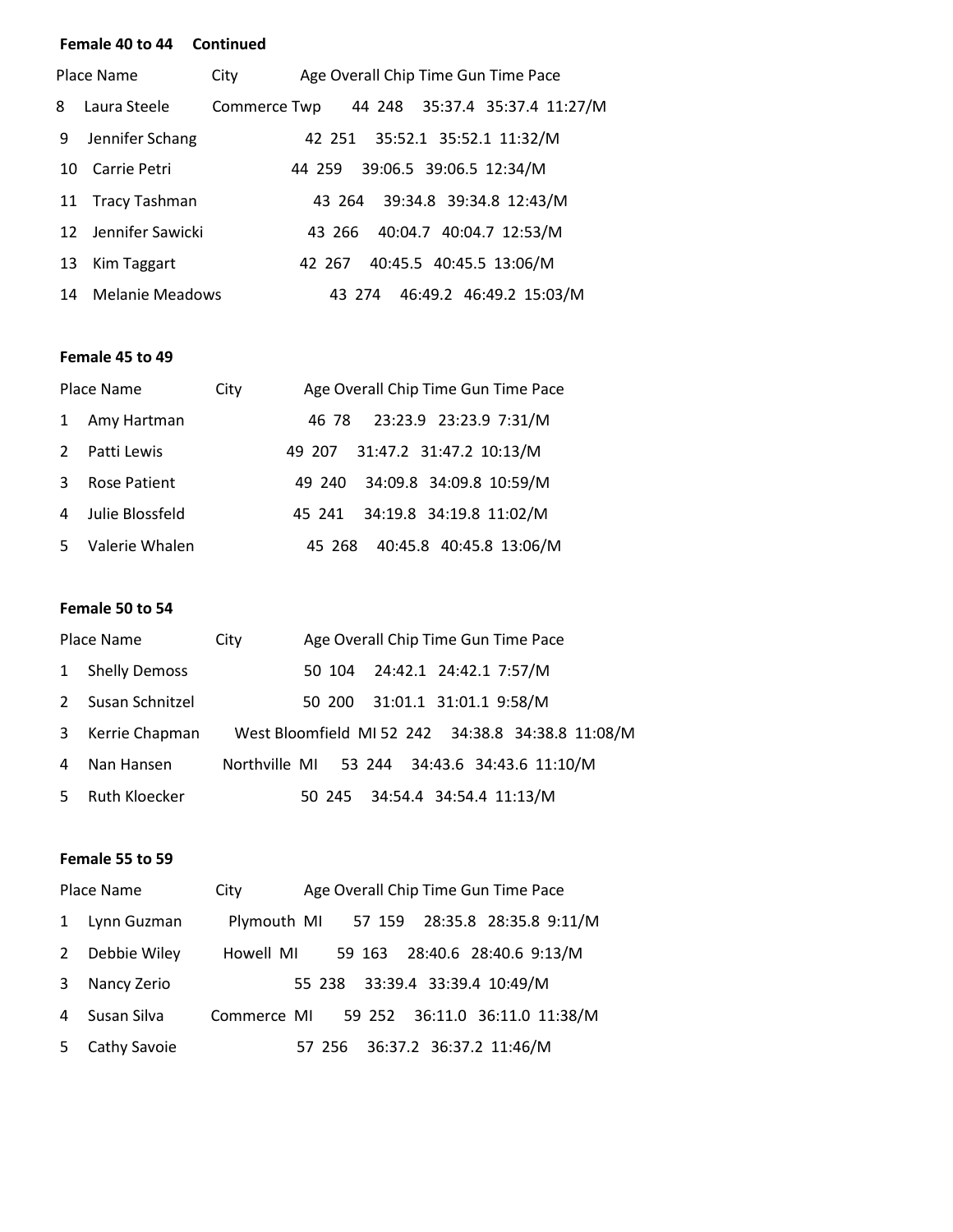**Female 40 to 44 Continued**

| Place | Name | City | Age | Overall | Chip Time | Gun Time | Pace |
|---|---|---|---|---|---|---|---|
| 8 | Laura Steele | Commerce Twp | 44 | 248 | 35:37.4 | 35:37.4 | 11:27/M |
| 9 | Jennifer Schang | | 42 | 251 | 35:52.1 | 35:52.1 | 11:32/M |
| 10 | Carrie Petri | | 44 | 259 | 39:06.5 | 39:06.5 | 12:34/M |
| 11 | Tracy Tashman | | 43 | 264 | 39:34.8 | 39:34.8 | 12:43/M |
| 12 | Jennifer Sawicki | | 43 | 266 | 40:04.7 | 40:04.7 | 12:53/M |
| 13 | Kim Taggart | | 42 | 267 | 40:45.5 | 40:45.5 | 13:06/M |
| 14 | Melanie Meadows | | 43 | 274 | 46:49.2 | 46:49.2 | 15:03/M |

**Female 45 to 49**

| Place | Name | City | Age | Overall | Chip Time | Gun Time | Pace |
|---|---|---|---|---|---|---|---|
| 1 | Amy Hartman | | 46 | 78 | 23:23.9 | 23:23.9 | 7:31/M |
| 2 | Patti Lewis | | 49 | 207 | 31:47.2 | 31:47.2 | 10:13/M |
| 3 | Rose Patient | | 49 | 240 | 34:09.8 | 34:09.8 | 10:59/M |
| 4 | Julie Blossfeld | | 45 | 241 | 34:19.8 | 34:19.8 | 11:02/M |
| 5 | Valerie Whalen | | 45 | 268 | 40:45.8 | 40:45.8 | 13:06/M |

**Female 50 to 54**

| Place | Name | City | Age | Overall | Chip Time | Gun Time | Pace |
|---|---|---|---|---|---|---|---|
| 1 | Shelly Demoss | | 50 | 104 | 24:42.1 | 24:42.1 | 7:57/M |
| 2 | Susan Schnitzel | | 50 | 200 | 31:01.1 | 31:01.1 | 9:58/M |
| 3 | Kerrie Chapman | West Bloomfield MI | 52 | 242 | 34:38.8 | 34:38.8 | 11:08/M |
| 4 | Nan Hansen | Northville MI | 53 | 244 | 34:43.6 | 34:43.6 | 11:10/M |
| 5 | Ruth Kloecker | | 50 | 245 | 34:54.4 | 34:54.4 | 11:13/M |

**Female 55 to 59**

| Place | Name | City | Age | Overall | Chip Time | Gun Time | Pace |
|---|---|---|---|---|---|---|---|
| 1 | Lynn Guzman | Plymouth MI | 57 | 159 | 28:35.8 | 28:35.8 | 9:11/M |
| 2 | Debbie Wiley | Howell MI | 59 | 163 | 28:40.6 | 28:40.6 | 9:13/M |
| 3 | Nancy Zerio | | 55 | 238 | 33:39.4 | 33:39.4 | 10:49/M |
| 4 | Susan Silva | Commerce MI | 59 | 252 | 36:11.0 | 36:11.0 | 11:38/M |
| 5 | Cathy Savoie | | 57 | 256 | 36:37.2 | 36:37.2 | 11:46/M |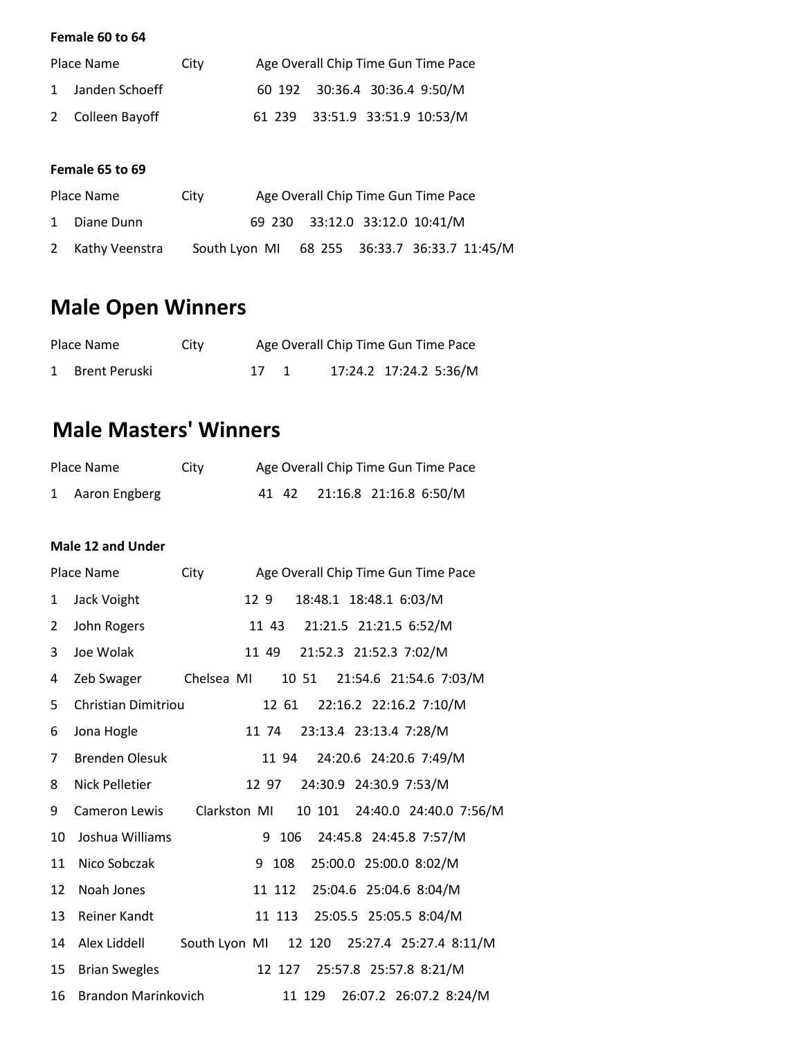**Female 60 to 64**

| Place | Name | City | Age | Overall | Chip Time | Gun Time | Pace |
|---|---|---|---|---|---|---|---|
| 1 | Janden Schoeff | | 60 | 192 | 30:36.4 | 30:36.4 | 9:50/M |
| 2 | Colleen Bayoff | | 61 | 239 | 33:51.9 | 33:51.9 | 10:53/M |

**Female 65 to 69**

| Place | Name | City | Age | Overall | Chip Time | Gun Time | Pace |
|---|---|---|---|---|---|---|---|
| 1 | Diane Dunn | | 69 | 230 | 33:12.0 | 33:12.0 | 10:41/M |
| 2 | Kathy Veenstra | South Lyon MI | 68 | 255 | 36:33.7 | 36:33.7 | 11:45/M |

# Male Open Winners

| Place | Name | City | Age | Overall | Chip Time | Gun Time | Pace |
|---|---|---|---|---|---|---|---|
| 1 | Brent Peruski | | 17 | 1 | 17:24.2 | 17:24.2 | 5:36/M |

# Male Masters' Winners

| Place | Name | City | Age | Overall | Chip Time | Gun Time | Pace |
|---|---|---|---|---|---|---|---|
| 1 | Aaron Engberg | | 41 | 42 | 21:16.8 | 21:16.8 | 6:50/M |

**Male 12 and Under**

| Place | Name | City | Age | Overall | Chip Time | Gun Time | Pace |
|---|---|---|---|---|---|---|---|
| 1 | Jack Voight | | 12 | 9 | 18:48.1 | 18:48.1 | 6:03/M |
| 2 | John Rogers | | 11 | 43 | 21:21.5 | 21:21.5 | 6:52/M |
| 3 | Joe Wolak | | 11 | 49 | 21:52.3 | 21:52.3 | 7:02/M |
| 4 | Zeb Swager | Chelsea MI | 10 | 51 | 21:54.6 | 21:54.6 | 7:03/M |
| 5 | Christian Dimitriou | | 12 | 61 | 22:16.2 | 22:16.2 | 7:10/M |
| 6 | Jona Hogle | | 11 | 74 | 23:13.4 | 23:13.4 | 7:28/M |
| 7 | Brenden Olesuk | | 11 | 94 | 24:20.6 | 24:20.6 | 7:49/M |
| 8 | Nick Pelletier | | 12 | 97 | 24:30.9 | 24:30.9 | 7:53/M |
| 9 | Cameron Lewis | Clarkston MI | 10 | 101 | 24:40.0 | 24:40.0 | 7:56/M |
| 10 | Joshua Williams | | 9 | 106 | 24:45.8 | 24:45.8 | 7:57/M |
| 11 | Nico Sobczak | | 9 | 108 | 25:00.0 | 25:00.0 | 8:02/M |
| 12 | Noah Jones | | 11 | 112 | 25:04.6 | 25:04.6 | 8:04/M |
| 13 | Reiner Kandt | | 11 | 113 | 25:05.5 | 25:05.5 | 8:04/M |
| 14 | Alex Liddell | South Lyon MI | 12 | 120 | 25:27.4 | 25:27.4 | 8:11/M |
| 15 | Brian Swegles | | 12 | 127 | 25:57.8 | 25:57.8 | 8:21/M |
| 16 | Brandon Marinkovich | | 11 | 129 | 26:07.2 | 26:07.2 | 8:24/M |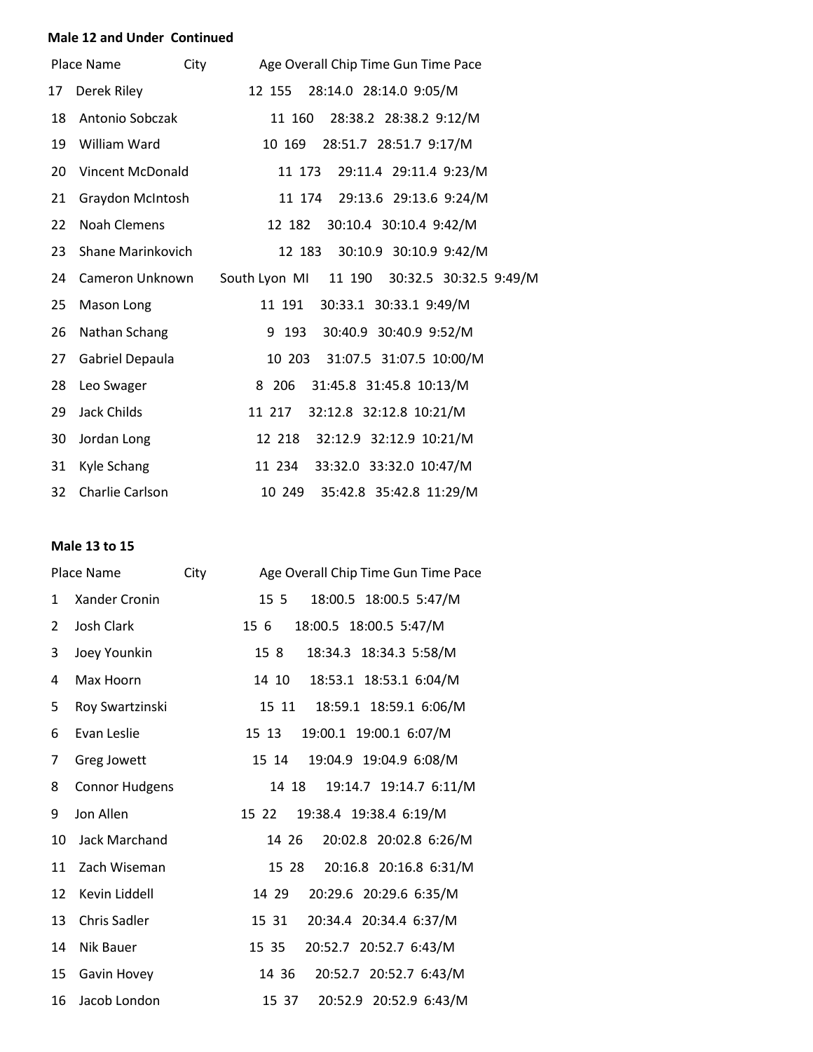**Male 12 and Under Continued**

| Place | Name | City | Age | Overall | Chip Time | Gun Time | Pace |
|---|---|---|---|---|---|---|---|
| 17 | Derek Riley | | 12 | 155 | 28:14.0 | 28:14.0 | 9:05/M |
| 18 | Antonio Sobczak | | 11 | 160 | 28:38.2 | 28:38.2 | 9:12/M |
| 19 | William Ward | | 10 | 169 | 28:51.7 | 28:51.7 | 9:17/M |
| 20 | Vincent McDonald | | 11 | 173 | 29:11.4 | 29:11.4 | 9:23/M |
| 21 | Graydon McIntosh | | 11 | 174 | 29:13.6 | 29:13.6 | 9:24/M |
| 22 | Noah Clemens | | 12 | 182 | 30:10.4 | 30:10.4 | 9:42/M |
| 23 | Shane Marinkovich | | 12 | 183 | 30:10.9 | 30:10.9 | 9:42/M |
| 24 | Cameron Unknown | South Lyon MI | 11 | 190 | 30:32.5 | 30:32.5 | 9:49/M |
| 25 | Mason Long | | 11 | 191 | 30:33.1 | 30:33.1 | 9:49/M |
| 26 | Nathan Schang | | 9 | 193 | 30:40.9 | 30:40.9 | 9:52/M |
| 27 | Gabriel Depaula | | 10 | 203 | 31:07.5 | 31:07.5 | 10:00/M |
| 28 | Leo Swager | | 8 | 206 | 31:45.8 | 31:45.8 | 10:13/M |
| 29 | Jack Childs | | 11 | 217 | 32:12.8 | 32:12.8 | 10:21/M |
| 30 | Jordan Long | | 12 | 218 | 32:12.9 | 32:12.9 | 10:21/M |
| 31 | Kyle Schang | | 11 | 234 | 33:32.0 | 33:32.0 | 10:47/M |
| 32 | Charlie Carlson | | 10 | 249 | 35:42.8 | 35:42.8 | 11:29/M |

**Male 13 to 15**

| Place | Name | City | Age | Overall | Chip Time | Gun Time | Pace |
|---|---|---|---|---|---|---|---|
| 1 | Xander Cronin | | 15 | 5 | 18:00.5 | 18:00.5 | 5:47/M |
| 2 | Josh Clark | | 15 | 6 | 18:00.5 | 18:00.5 | 5:47/M |
| 3 | Joey Younkin | | 15 | 8 | 18:34.3 | 18:34.3 | 5:58/M |
| 4 | Max Hoorn | | 14 | 10 | 18:53.1 | 18:53.1 | 6:04/M |
| 5 | Roy Swartzinski | | 15 | 11 | 18:59.1 | 18:59.1 | 6:06/M |
| 6 | Evan Leslie | | 15 | 13 | 19:00.1 | 19:00.1 | 6:07/M |
| 7 | Greg Jowett | | 15 | 14 | 19:04.9 | 19:04.9 | 6:08/M |
| 8 | Connor Hudgens | | 14 | 18 | 19:14.7 | 19:14.7 | 6:11/M |
| 9 | Jon Allen | | 15 | 22 | 19:38.4 | 19:38.4 | 6:19/M |
| 10 | Jack Marchand | | 14 | 26 | 20:02.8 | 20:02.8 | 6:26/M |
| 11 | Zach Wiseman | | 15 | 28 | 20:16.8 | 20:16.8 | 6:31/M |
| 12 | Kevin Liddell | | 14 | 29 | 20:29.6 | 20:29.6 | 6:35/M |
| 13 | Chris Sadler | | 15 | 31 | 20:34.4 | 20:34.4 | 6:37/M |
| 14 | Nik Bauer | | 15 | 35 | 20:52.7 | 20:52.7 | 6:43/M |
| 15 | Gavin Hovey | | 14 | 36 | 20:52.7 | 20:52.7 | 6:43/M |
| 16 | Jacob London | | 15 | 37 | 20:52.9 | 20:52.9 | 6:43/M |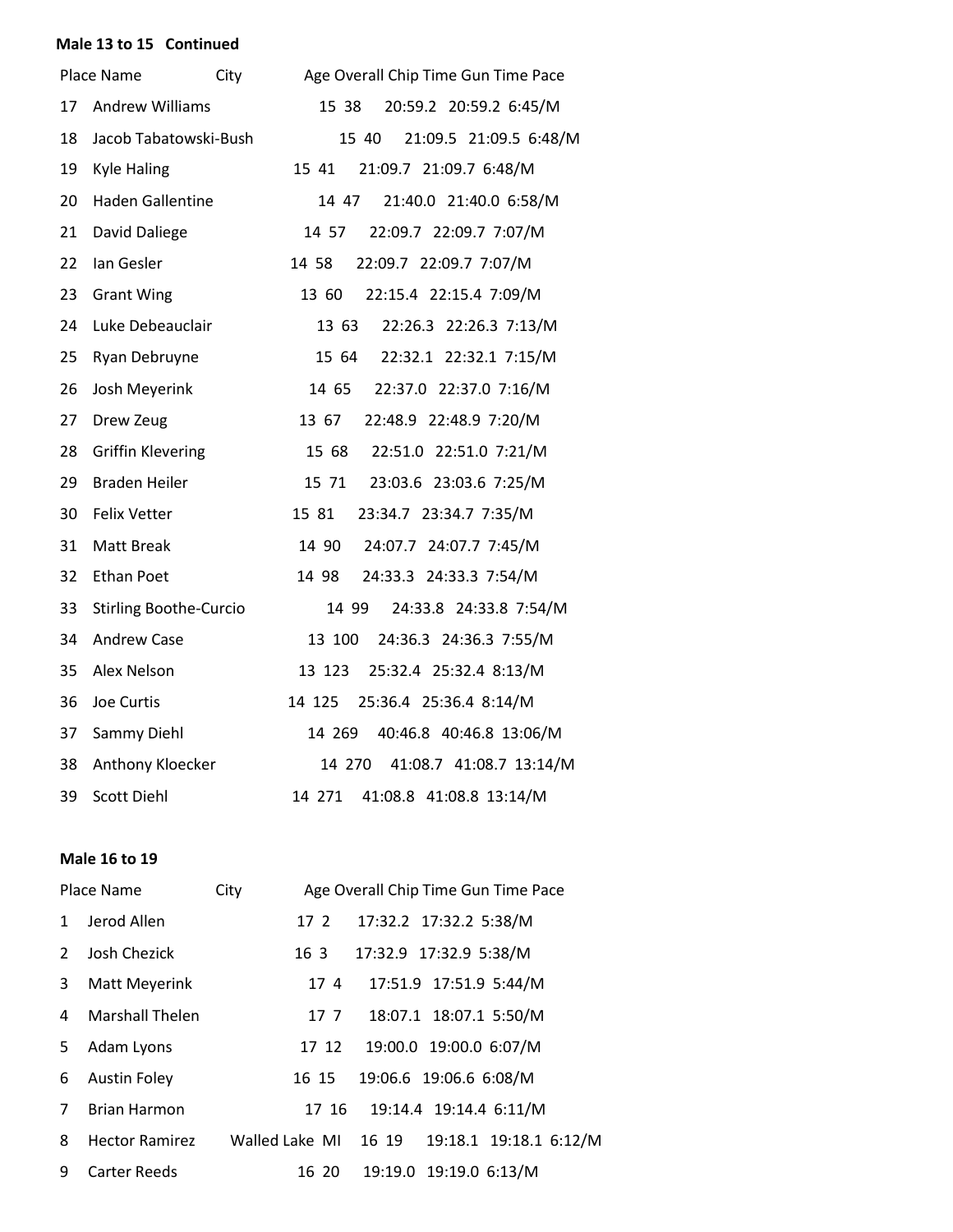**Male 13 to 15 Continued**

| Place | Name | City | Age | Overall | Chip Time | Gun Time | Pace |
|---|---|---|---|---|---|---|---|
| 17 | Andrew Williams | | 15 | 38 | 20:59.2 | 20:59.2 | 6:45/M |
| 18 | Jacob Tabatowski-Bush | | 15 | 40 | 21:09.5 | 21:09.5 | 6:48/M |
| 19 | Kyle Haling | | 15 | 41 | 21:09.7 | 21:09.7 | 6:48/M |
| 20 | Haden Gallentine | | 14 | 47 | 21:40.0 | 21:40.0 | 6:58/M |
| 21 | David Daliege | | 14 | 57 | 22:09.7 | 22:09.7 | 7:07/M |
| 22 | Ian Gesler | | 14 | 58 | 22:09.7 | 22:09.7 | 7:07/M |
| 23 | Grant Wing | | 13 | 60 | 22:15.4 | 22:15.4 | 7:09/M |
| 24 | Luke Debeauclair | | 13 | 63 | 22:26.3 | 22:26.3 | 7:13/M |
| 25 | Ryan Debruyne | | 15 | 64 | 22:32.1 | 22:32.1 | 7:15/M |
| 26 | Josh Meyerink | | 14 | 65 | 22:37.0 | 22:37.0 | 7:16/M |
| 27 | Drew Zeug | | 13 | 67 | 22:48.9 | 22:48.9 | 7:20/M |
| 28 | Griffin Klevering | | 15 | 68 | 22:51.0 | 22:51.0 | 7:21/M |
| 29 | Braden Heiler | | 15 | 71 | 23:03.6 | 23:03.6 | 7:25/M |
| 30 | Felix Vetter | | 15 | 81 | 23:34.7 | 23:34.7 | 7:35/M |
| 31 | Matt Break | | 14 | 90 | 24:07.7 | 24:07.7 | 7:45/M |
| 32 | Ethan Poet | | 14 | 98 | 24:33.3 | 24:33.3 | 7:54/M |
| 33 | Stirling Boothe-Curcio | | 14 | 99 | 24:33.8 | 24:33.8 | 7:54/M |
| 34 | Andrew Case | | 13 | 100 | 24:36.3 | 24:36.3 | 7:55/M |
| 35 | Alex Nelson | | 13 | 123 | 25:32.4 | 25:32.4 | 8:13/M |
| 36 | Joe Curtis | | 14 | 125 | 25:36.4 | 25:36.4 | 8:14/M |
| 37 | Sammy Diehl | | 14 | 269 | 40:46.8 | 40:46.8 | 13:06/M |
| 38 | Anthony Kloecker | | 14 | 270 | 41:08.7 | 41:08.7 | 13:14/M |
| 39 | Scott Diehl | | 14 | 271 | 41:08.8 | 41:08.8 | 13:14/M |

**Male 16 to 19**

| Place | Name | City | Age | Overall | Chip Time | Gun Time | Pace |
|---|---|---|---|---|---|---|---|
| 1 | Jerod Allen | | 17 | 2 | 17:32.2 | 17:32.2 | 5:38/M |
| 2 | Josh Chezick | | 16 | 3 | 17:32.9 | 17:32.9 | 5:38/M |
| 3 | Matt Meyerink | | 17 | 4 | 17:51.9 | 17:51.9 | 5:44/M |
| 4 | Marshall Thelen | | 17 | 7 | 18:07.1 | 18:07.1 | 5:50/M |
| 5 | Adam Lyons | | 17 | 12 | 19:00.0 | 19:00.0 | 6:07/M |
| 6 | Austin Foley | | 16 | 15 | 19:06.6 | 19:06.6 | 6:08/M |
| 7 | Brian Harmon | | 17 | 16 | 19:14.4 | 19:14.4 | 6:11/M |
| 8 | Hector Ramirez | Walled Lake MI | 16 | 19 | 19:18.1 | 19:18.1 | 6:12/M |
| 9 | Carter Reeds | | 16 | 20 | 19:19.0 | 19:19.0 | 6:13/M |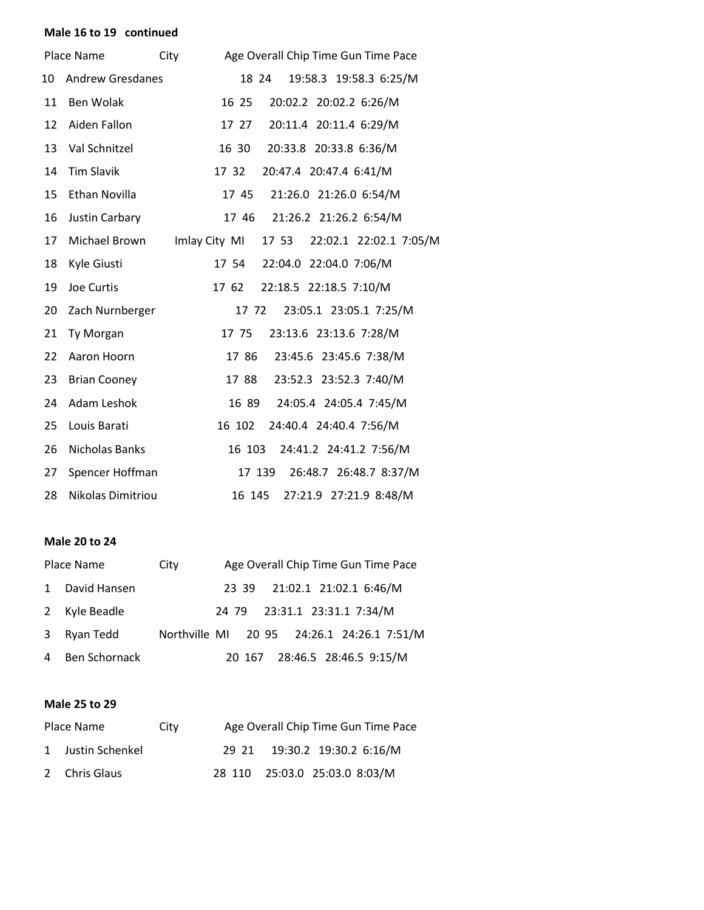**Male 16 to 19 continued**

| Place | Name | City | Age | Overall | Chip Time | Gun Time | Pace |
|---|---|---|---|---|---|---|---|
| 10 | Andrew Gresdanes | | 18 | 24 | 19:58.3 | 19:58.3 | 6:25/M |
| 11 | Ben Wolak | | 16 | 25 | 20:02.2 | 20:02.2 | 6:26/M |
| 12 | Aiden Fallon | | 17 | 27 | 20:11.4 | 20:11.4 | 6:29/M |
| 13 | Val Schnitzel | | 16 | 30 | 20:33.8 | 20:33.8 | 6:36/M |
| 14 | Tim Slavik | | 17 | 32 | 20:47.4 | 20:47.4 | 6:41/M |
| 15 | Ethan Novilla | | 17 | 45 | 21:26.0 | 21:26.0 | 6:54/M |
| 16 | Justin Carbary | | 17 | 46 | 21:26.2 | 21:26.2 | 6:54/M |
| 17 | Michael Brown | Imlay City MI | 17 | 53 | 22:02.1 | 22:02.1 | 7:05/M |
| 18 | Kyle Giusti | | 17 | 54 | 22:04.0 | 22:04.0 | 7:06/M |
| 19 | Joe Curtis | | 17 | 62 | 22:18.5 | 22:18.5 | 7:10/M |
| 20 | Zach Nurnberger | | 17 | 72 | 23:05.1 | 23:05.1 | 7:25/M |
| 21 | Ty Morgan | | 17 | 75 | 23:13.6 | 23:13.6 | 7:28/M |
| 22 | Aaron Hoorn | | 17 | 86 | 23:45.6 | 23:45.6 | 7:38/M |
| 23 | Brian Cooney | | 17 | 88 | 23:52.3 | 23:52.3 | 7:40/M |
| 24 | Adam Leshok | | 16 | 89 | 24:05.4 | 24:05.4 | 7:45/M |
| 25 | Louis Barati | | 16 | 102 | 24:40.4 | 24:40.4 | 7:56/M |
| 26 | Nicholas Banks | | 16 | 103 | 24:41.2 | 24:41.2 | 7:56/M |
| 27 | Spencer Hoffman | | 17 | 139 | 26:48.7 | 26:48.7 | 8:37/M |
| 28 | Nikolas Dimitriou | | 16 | 145 | 27:21.9 | 27:21.9 | 8:48/M |

**Male 20 to 24**

| Place | Name | City | Age | Overall | Chip Time | Gun Time | Pace |
|---|---|---|---|---|---|---|---|
| 1 | David Hansen | | 23 | 39 | 21:02.1 | 21:02.1 | 6:46/M |
| 2 | Kyle Beadle | | 24 | 79 | 23:31.1 | 23:31.1 | 7:34/M |
| 3 | Ryan Tedd | Northville MI | 20 | 95 | 24:26.1 | 24:26.1 | 7:51/M |
| 4 | Ben Schornack | | 20 | 167 | 28:46.5 | 28:46.5 | 9:15/M |

**Male 25 to 29**

| Place | Name | City | Age | Overall | Chip Time | Gun Time | Pace |
|---|---|---|---|---|---|---|---|
| 1 | Justin Schenkel | | 29 | 21 | 19:30.2 | 19:30.2 | 6:16/M |
| 2 | Chris Glaus | | 28 | 110 | 25:03.0 | 25:03.0 | 8:03/M |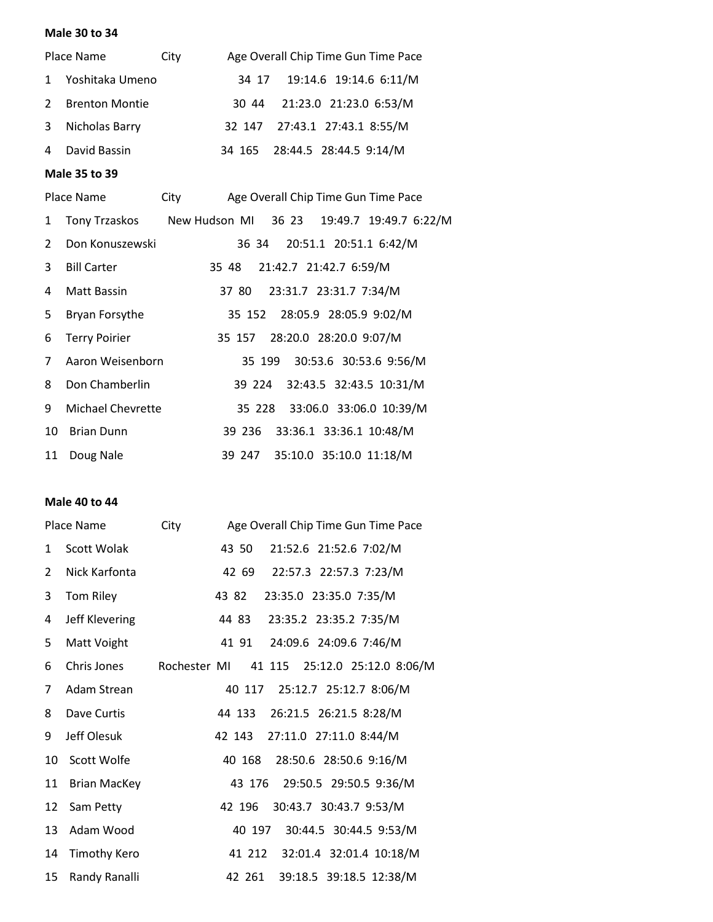**Male 30 to 34**

| Place | Name | City | Age | Overall | Chip Time | Gun Time | Pace |
|---|---|---|---|---|---|---|---|
| 1 | Yoshitaka Umeno | | 34 | 17 | 19:14.6 | 19:14.6 | 6:11/M |
| 2 | Brenton Montie | | 30 | 44 | 21:23.0 | 21:23.0 | 6:53/M |
| 3 | Nicholas Barry | | 32 | 147 | 27:43.1 | 27:43.1 | 8:55/M |
| 4 | David Bassin | | 34 | 165 | 28:44.5 | 28:44.5 | 9:14/M |

**Male 35 to 39**

| Place | Name | City | Age | Overall | Chip Time | Gun Time | Pace |
|---|---|---|---|---|---|---|---|
| 1 | Tony Trzaskos | New Hudson MI | 36 | 23 | 19:49.7 | 19:49.7 | 6:22/M |
| 2 | Don Konuszewski | | 36 | 34 | 20:51.1 | 20:51.1 | 6:42/M |
| 3 | Bill Carter | | 35 | 48 | 21:42.7 | 21:42.7 | 6:59/M |
| 4 | Matt Bassin | | 37 | 80 | 23:31.7 | 23:31.7 | 7:34/M |
| 5 | Bryan Forsythe | | 35 | 152 | 28:05.9 | 28:05.9 | 9:02/M |
| 6 | Terry Poirier | | 35 | 157 | 28:20.0 | 28:20.0 | 9:07/M |
| 7 | Aaron Weisenborn | | 35 | 199 | 30:53.6 | 30:53.6 | 9:56/M |
| 8 | Don Chamberlin | | 39 | 224 | 32:43.5 | 32:43.5 | 10:31/M |
| 9 | Michael Chevrette | | 35 | 228 | 33:06.0 | 33:06.0 | 10:39/M |
| 10 | Brian Dunn | | 39 | 236 | 33:36.1 | 33:36.1 | 10:48/M |
| 11 | Doug Nale | | 39 | 247 | 35:10.0 | 35:10.0 | 11:18/M |

**Male 40 to 44**

| Place | Name | City | Age | Overall | Chip Time | Gun Time | Pace |
|---|---|---|---|---|---|---|---|
| 1 | Scott Wolak | | 43 | 50 | 21:52.6 | 21:52.6 | 7:02/M |
| 2 | Nick Karfonta | | 42 | 69 | 22:57.3 | 22:57.3 | 7:23/M |
| 3 | Tom Riley | | 43 | 82 | 23:35.0 | 23:35.0 | 7:35/M |
| 4 | Jeff Klevering | | 44 | 83 | 23:35.2 | 23:35.2 | 7:35/M |
| 5 | Matt Voight | | 41 | 91 | 24:09.6 | 24:09.6 | 7:46/M |
| 6 | Chris Jones | Rochester MI | 41 | 115 | 25:12.0 | 25:12.0 | 8:06/M |
| 7 | Adam Strean | | 40 | 117 | 25:12.7 | 25:12.7 | 8:06/M |
| 8 | Dave Curtis | | 44 | 133 | 26:21.5 | 26:21.5 | 8:28/M |
| 9 | Jeff Olesuk | | 42 | 143 | 27:11.0 | 27:11.0 | 8:44/M |
| 10 | Scott Wolfe | | 40 | 168 | 28:50.6 | 28:50.6 | 9:16/M |
| 11 | Brian MacKey | | 43 | 176 | 29:50.5 | 29:50.5 | 9:36/M |
| 12 | Sam Petty | | 42 | 196 | 30:43.7 | 30:43.7 | 9:53/M |
| 13 | Adam Wood | | 40 | 197 | 30:44.5 | 30:44.5 | 9:53/M |
| 14 | Timothy Kero | | 41 | 212 | 32:01.4 | 32:01.4 | 10:18/M |
| 15 | Randy Ranalli | | 42 | 261 | 39:18.5 | 39:18.5 | 12:38/M |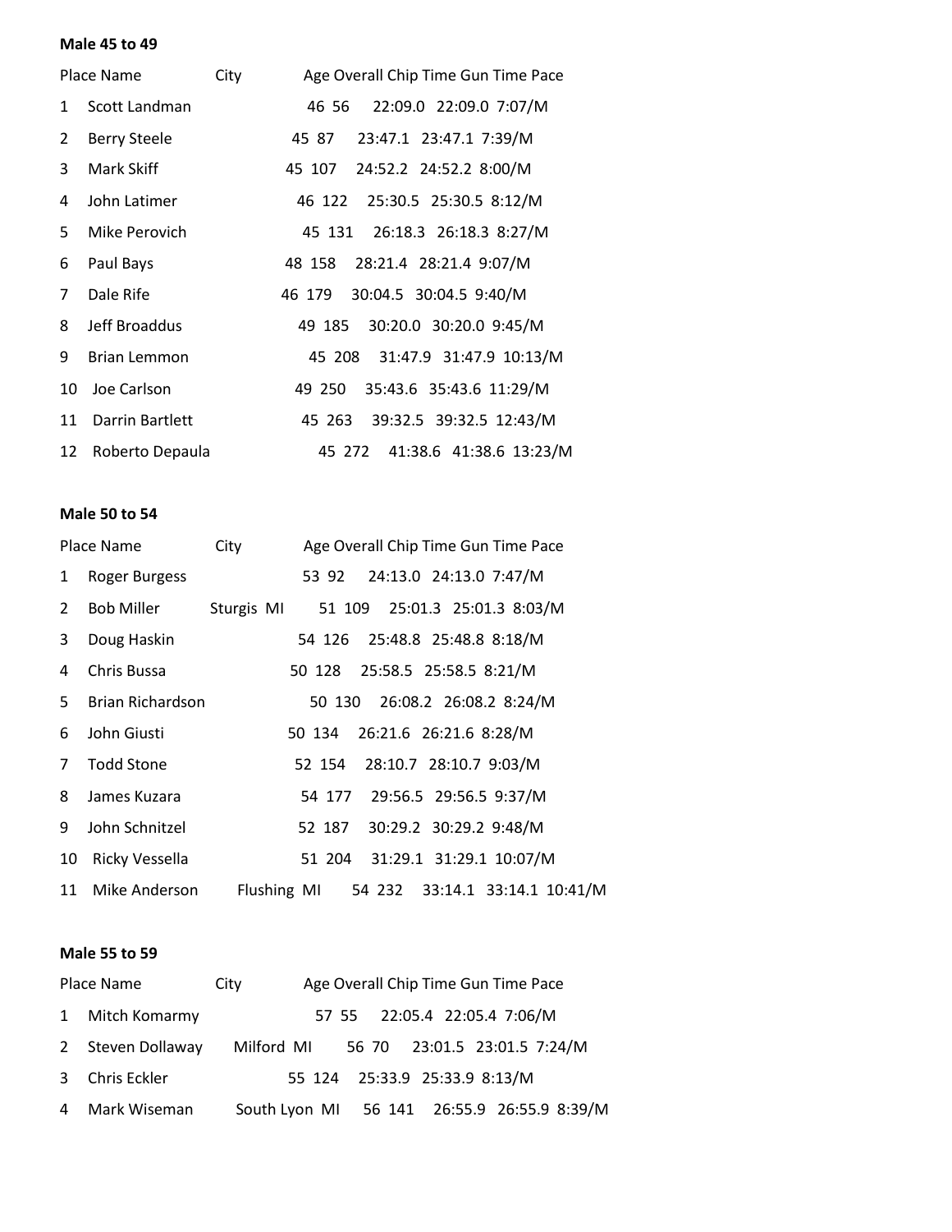**Male 45 to 49**

| Place | Name | City | Age | Overall | Chip Time | Gun Time | Pace |
|---|---|---|---|---|---|---|---|
| 1 | Scott Landman | | 46 | 56 | 22:09.0 | 22:09.0 | 7:07/M |
| 2 | Berry Steele | | 45 | 87 | 23:47.1 | 23:47.1 | 7:39/M |
| 3 | Mark Skiff | | 45 | 107 | 24:52.2 | 24:52.2 | 8:00/M |
| 4 | John Latimer | | 46 | 122 | 25:30.5 | 25:30.5 | 8:12/M |
| 5 | Mike Perovich | | 45 | 131 | 26:18.3 | 26:18.3 | 8:27/M |
| 6 | Paul Bays | | 48 | 158 | 28:21.4 | 28:21.4 | 9:07/M |
| 7 | Dale Rife | | 46 | 179 | 30:04.5 | 30:04.5 | 9:40/M |
| 8 | Jeff Broaddus | | 49 | 185 | 30:20.0 | 30:20.0 | 9:45/M |
| 9 | Brian Lemmon | | 45 | 208 | 31:47.9 | 31:47.9 | 10:13/M |
| 10 | Joe Carlson | | 49 | 250 | 35:43.6 | 35:43.6 | 11:29/M |
| 11 | Darrin Bartlett | | 45 | 263 | 39:32.5 | 39:32.5 | 12:43/M |
| 12 | Roberto Depaula | | 45 | 272 | 41:38.6 | 41:38.6 | 13:23/M |

**Male 50 to 54**

| Place | Name | City | Age | Overall | Chip Time | Gun Time | Pace |
|---|---|---|---|---|---|---|---|
| 1 | Roger Burgess | | 53 | 92 | 24:13.0 | 24:13.0 | 7:47/M |
| 2 | Bob Miller | Sturgis MI | 51 | 109 | 25:01.3 | 25:01.3 | 8:03/M |
| 3 | Doug Haskin | | 54 | 126 | 25:48.8 | 25:48.8 | 8:18/M |
| 4 | Chris Bussa | | 50 | 128 | 25:58.5 | 25:58.5 | 8:21/M |
| 5 | Brian Richardson | | 50 | 130 | 26:08.2 | 26:08.2 | 8:24/M |
| 6 | John Giusti | | 50 | 134 | 26:21.6 | 26:21.6 | 8:28/M |
| 7 | Todd Stone | | 52 | 154 | 28:10.7 | 28:10.7 | 9:03/M |
| 8 | James Kuzara | | 54 | 177 | 29:56.5 | 29:56.5 | 9:37/M |
| 9 | John Schnitzel | | 52 | 187 | 30:29.2 | 30:29.2 | 9:48/M |
| 10 | Ricky Vessella | | 51 | 204 | 31:29.1 | 31:29.1 | 10:07/M |
| 11 | Mike Anderson | Flushing MI | 54 | 232 | 33:14.1 | 33:14.1 | 10:41/M |

**Male 55 to 59**

| Place | Name | City | Age | Overall | Chip Time | Gun Time | Pace |
|---|---|---|---|---|---|---|---|
| 1 | Mitch Komarmy | | 57 | 55 | 22:05.4 | 22:05.4 | 7:06/M |
| 2 | Steven Dollaway | Milford MI | 56 | 70 | 23:01.5 | 23:01.5 | 7:24/M |
| 3 | Chris Eckler | | 55 | 124 | 25:33.9 | 25:33.9 | 8:13/M |
| 4 | Mark Wiseman | South Lyon MI | 56 | 141 | 26:55.9 | 26:55.9 | 8:39/M |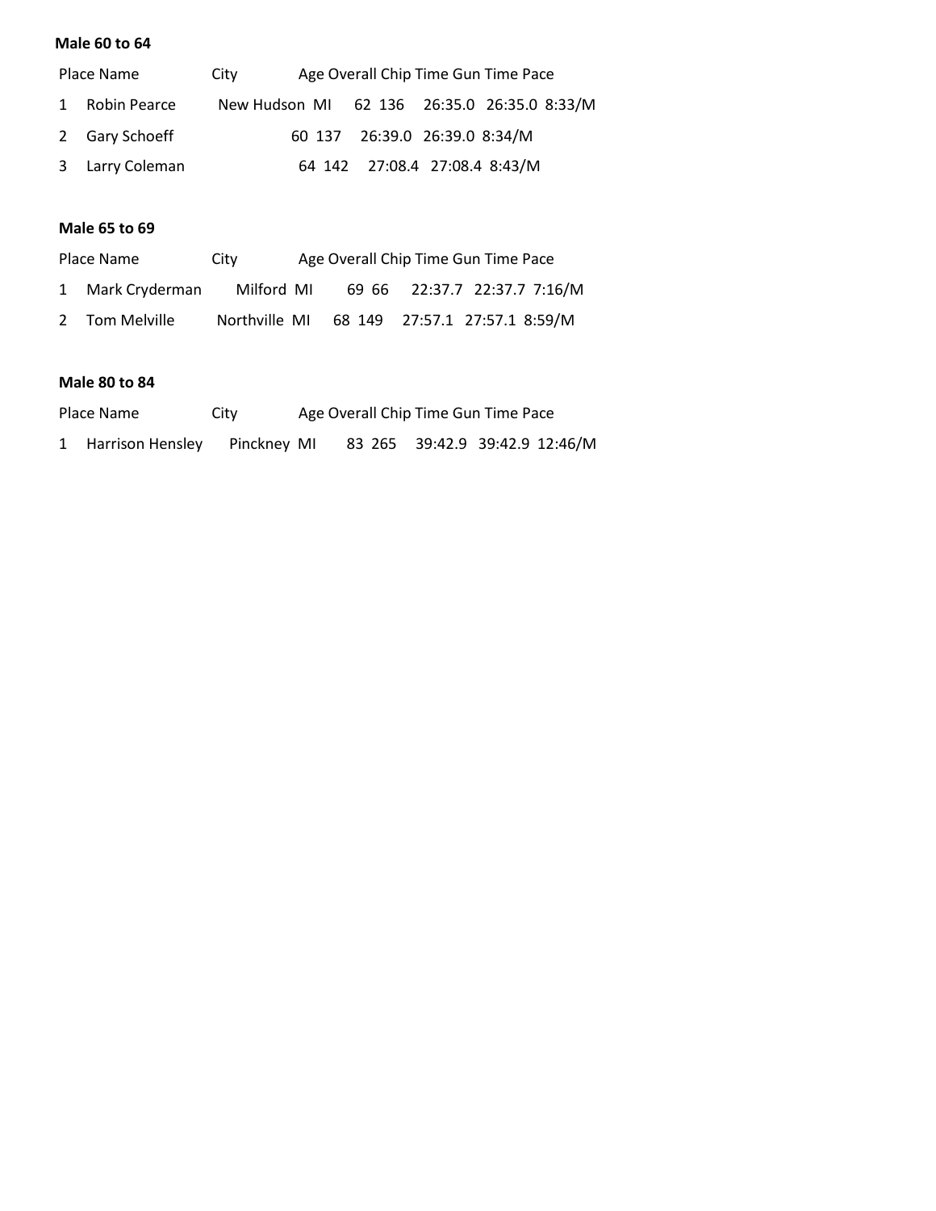**Male 60 to 64**

| Place | Name | City | Age | Overall | Chip Time | Gun Time | Pace |
|---|---|---|---|---|---|---|---|
| 1 | Robin Pearce | New Hudson MI | 62 | 136 | 26:35.0 | 26:35.0 | 8:33/M |
| 2 | Gary Schoeff | | 60 | 137 | 26:39.0 | 26:39.0 | 8:34/M |
| 3 | Larry Coleman | | 64 | 142 | 27:08.4 | 27:08.4 | 8:43/M |

**Male 65 to 69**

| Place | Name | City | Age | Overall | Chip Time | Gun Time | Pace |
|---|---|---|---|---|---|---|---|
| 1 | Mark Cryderman | Milford MI | 69 | 66 | 22:37.7 | 22:37.7 | 7:16/M |
| 2 | Tom Melville | Northville MI | 68 | 149 | 27:57.1 | 27:57.1 | 8:59/M |

**Male 80 to 84**

| Place | Name | City | Age | Overall | Chip Time | Gun Time | Pace |
|---|---|---|---|---|---|---|---|
| 1 | Harrison Hensley | Pinckney MI | 83 | 265 | 39:42.9 | 39:42.9 | 12:46/M |